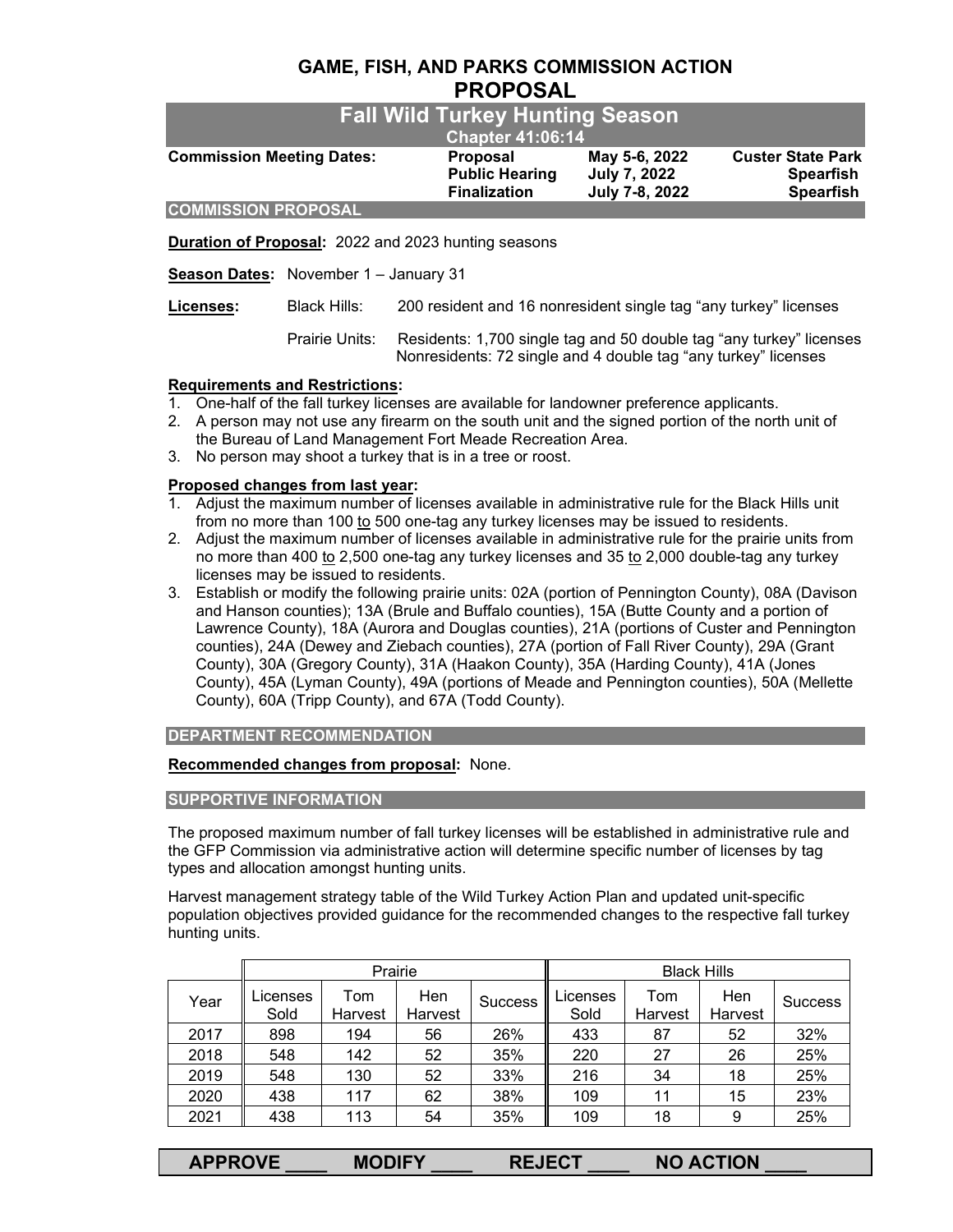# GAME, FISH, AND PARKS COMMISSION ACTION

## PROPOSAL

## Fall Wild Turkey Hunting Season

### Chapter 41:06:14

| **Commission Meeting Dates:** | **Proposal** | **May 5-6, 2022** | **Custer State Park** |
|---|---|---|---|
| | **Public Hearing** | **July 7, 2022** | **Spearfish** |
| | **Finalization** | **July 7-8, 2022** | **Spearfish** |

### COMMISSION PROPOSAL

**Duration of Proposal:** 2022 and 2023 hunting seasons

**Season Dates:** November 1 – January 31

**Licenses:**

Black Hills: 200 resident and 16 nonresident single tag "any turkey" licenses

Prairie Units: Residents: 1,700 single tag and 50 double tag "any turkey" licenses
Nonresidents: 72 single and 4 double tag "any turkey" licenses

**Requirements and Restrictions:**

1. One-half of the fall turkey licenses are available for landowner preference applicants.
2. A person may not use any firearm on the south unit and the signed portion of the north unit of the Bureau of Land Management Fort Meade Recreation Area.
3. No person may shoot a turkey that is in a tree or roost.

**Proposed changes from last year:**

1. Adjust the maximum number of licenses available in administrative rule for the Black Hills unit from no more than 100 to 500 one-tag any turkey licenses may be issued to residents.
2. Adjust the maximum number of licenses available in administrative rule for the prairie units from no more than 400 to 2,500 one-tag any turkey licenses and 35 to 2,000 double-tag any turkey licenses may be issued to residents.
3. Establish or modify the following prairie units: 02A (portion of Pennington County), 08A (Davison and Hanson counties); 13A (Brule and Buffalo counties), 15A (Butte County and a portion of Lawrence County), 18A (Aurora and Douglas counties), 21A (portions of Custer and Pennington counties), 24A (Dewey and Ziebach counties), 27A (portion of Fall River County), 29A (Grant County), 30A (Gregory County), 31A (Haakon County), 35A (Harding County), 41A (Jones County), 45A (Lyman County), 49A (portions of Meade and Pennington counties), 50A (Mellette County), 60A (Tripp County), and 67A (Todd County).

### DEPARTMENT RECOMMENDATION

**Recommended changes from proposal:** None.

### SUPPORTIVE INFORMATION

The proposed maximum number of fall turkey licenses will be established in administrative rule and the GFP Commission via administrative action will determine specific number of licenses by tag types and allocation amongst hunting units.

Harvest management strategy table of the Wild Turkey Action Plan and updated unit-specific population objectives provided guidance for the recommended changes to the respective fall turkey hunting units.

| | Prairie | | | | Black Hills | | | |
|---|---|---|---|---|---|---|---|---|
| Year | Licenses Sold | Tom Harvest | Hen Harvest | Success | Licenses Sold | Tom Harvest | Hen Harvest | Success |
| 2017 | 898 | 194 | 56 | 26% | 433 | 87 | 52 | 32% |
| 2018 | 548 | 142 | 52 | 35% | 220 | 27 | 26 | 25% |
| 2019 | 548 | 130 | 52 | 33% | 216 | 34 | 18 | 25% |
| 2020 | 438 | 117 | 62 | 38% | 109 | 11 | 15 | 23% |
| 2021 | 438 | 113 | 54 | 35% | 109 | 18 | 9 | 25% |

**APPROVE ____ MODIFY ____ REJECT ____ NO ACTION ____**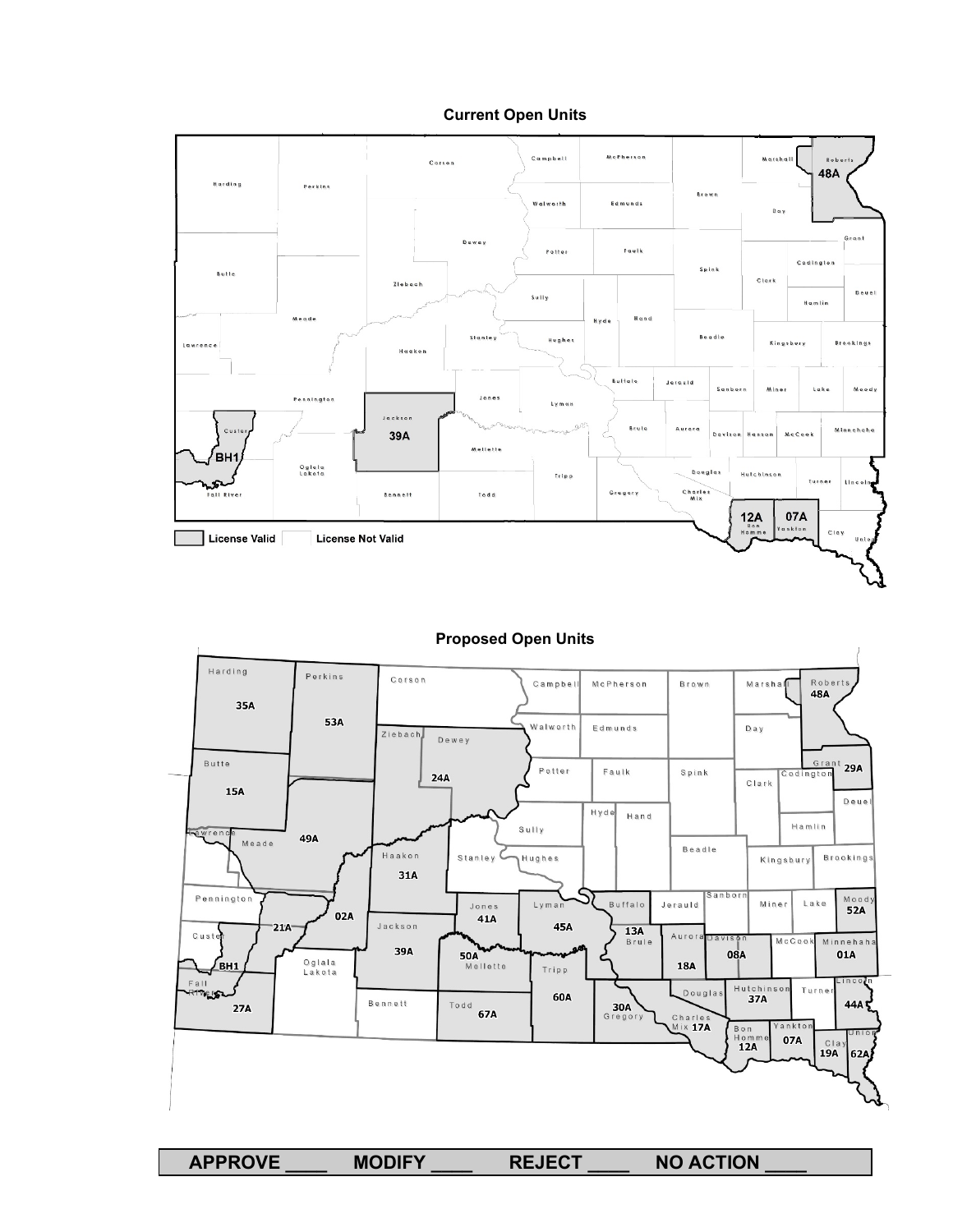## Current Open Units

License Valid | License Not Valid

## Proposed Open Units

| APPROVE ____ | MODIFY ____ | REJECT ____ | NO ACTION ____ |
| --- | --- | --- | --- |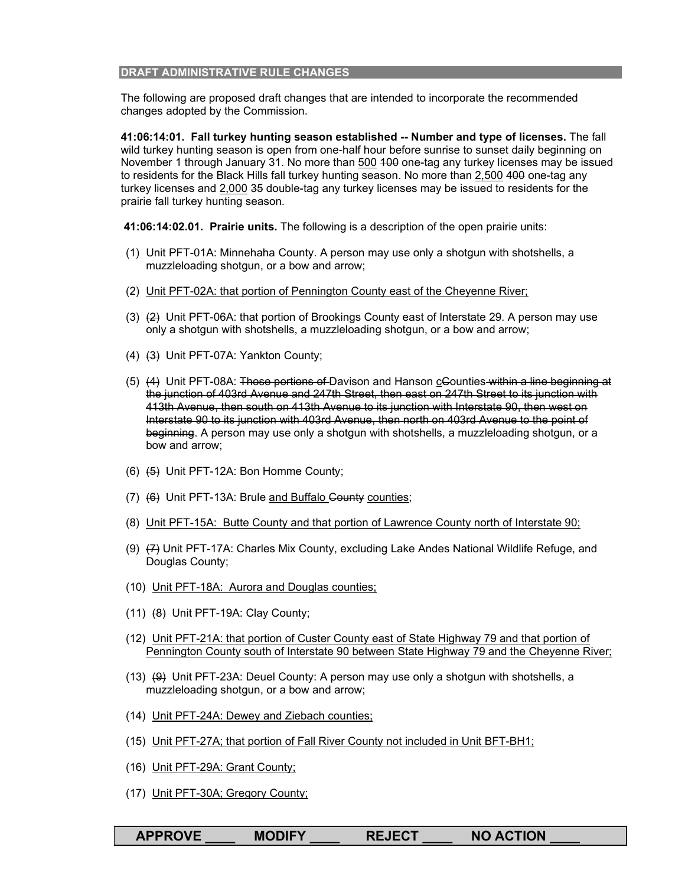**DRAFT ADMINISTRATIVE RULE CHANGES**

The following are proposed draft changes that are intended to incorporate the recommended changes adopted by the Commission.

**41:06:14:01. Fall turkey hunting season established -- Number and type of licenses.** The fall wild turkey hunting season is open from one-half hour before sunrise to sunset daily beginning on November 1 through January 31. No more than <u>500</u> ~~100~~ one-tag any turkey licenses may be issued to residents for the Black Hills fall turkey hunting season. No more than <u>2,500</u> ~~400~~ one-tag any turkey licenses and <u>2,000</u> ~~35~~ double-tag any turkey licenses may be issued to residents for the prairie fall turkey hunting season.

**41:06:14:02.01. Prairie units.** The following is a description of the open prairie units:

(1) Unit PFT-01A: Minnehaha County. A person may use only a shotgun with shotshells, a muzzleloading shotgun, or a bow and arrow;

(2) <u>Unit PFT-02A: that portion of Pennington County east of the Cheyenne River;</u>

(3) ~~(2)~~ Unit PFT-06A: that portion of Brookings County east of Interstate 29. A person may use only a shotgun with shotshells, a muzzleloading shotgun, or a bow and arrow;

(4) ~~(3)~~ Unit PFT-07A: Yankton County;

(5) ~~(4)~~ Unit PFT-08A: ~~Those portions of~~ Davison and Hanson <u>c</u>~~C~~ounties ~~within a line beginning at the junction of 403rd Avenue and 247th Street, then east on 247th Street to its junction with 413th Avenue, then south on 413th Avenue to its junction with Interstate 90, then west on Interstate 90 to its junction with 403rd Avenue, then north on 403rd Avenue to the point of beginning~~. A person may use only a shotgun with shotshells, a muzzleloading shotgun, or a bow and arrow;

(6) ~~(5)~~ Unit PFT-12A: Bon Homme County;

(7) ~~(6)~~ Unit PFT-13A: Brule <u>and Buffalo</u> ~~County~~ <u>counties</u>;

(8) <u>Unit PFT-15A: Butte County and that portion of Lawrence County north of Interstate 90;</u>

(9) ~~(7)~~ Unit PFT-17A: Charles Mix County, excluding Lake Andes National Wildlife Refuge, and Douglas County;

(10) <u>Unit PFT-18A: Aurora and Douglas counties;</u>

(11) ~~(8)~~ Unit PFT-19A: Clay County;

(12) <u>Unit PFT-21A: that portion of Custer County east of State Highway 79 and that portion of Pennington County south of Interstate 90 between State Highway 79 and the Cheyenne River;</u>

(13) ~~(9)~~ Unit PFT-23A: Deuel County: A person may use only a shotgun with shotshells, a muzzleloading shotgun, or a bow and arrow;

(14) <u>Unit PFT-24A: Dewey and Ziebach counties;</u>

(15) <u>Unit PFT-27A; that portion of Fall River County not included in Unit BFT-BH1;</u>

(16) <u>Unit PFT-29A: Grant County;</u>

(17) <u>Unit PFT-30A; Gregory County;</u>

**APPROVE ____ MODIFY ____ REJECT ____ NO ACTION ____**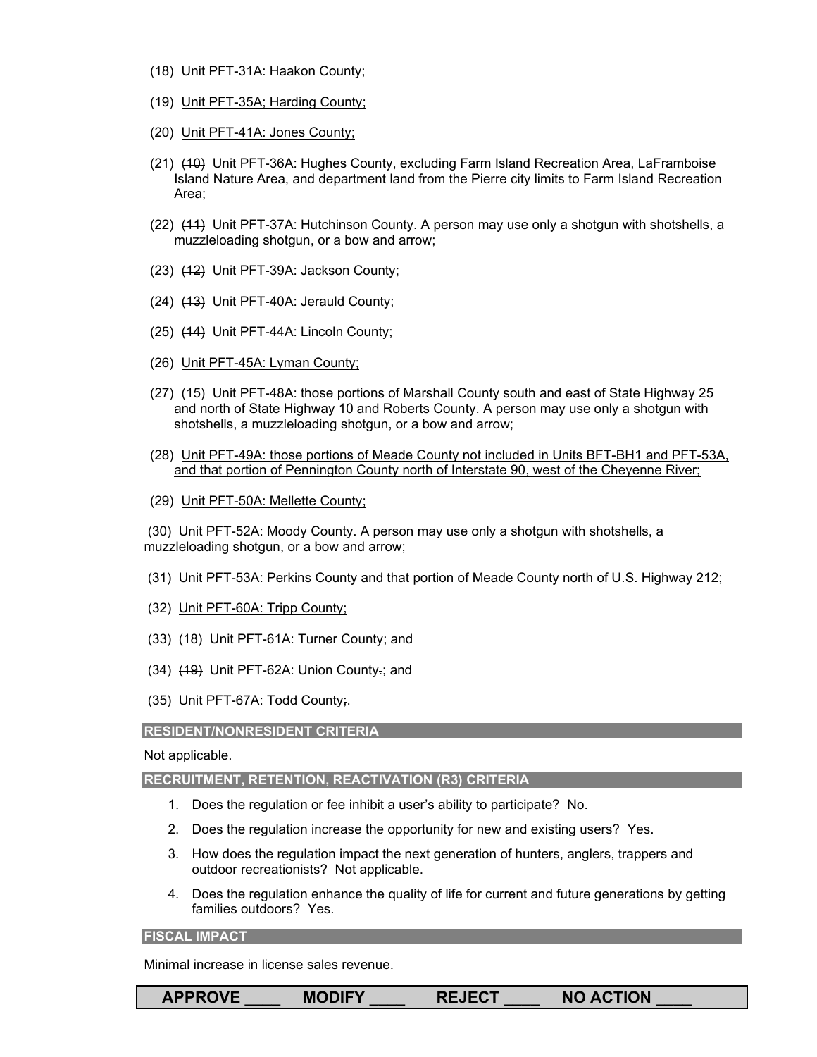(18) Unit PFT-31A: Haakon County;

(19) Unit PFT-35A; Harding County;

(20) Unit PFT-41A: Jones County;

(21) ~~(10)~~ Unit PFT-36A: Hughes County, excluding Farm Island Recreation Area, LaFramboise Island Nature Area, and department land from the Pierre city limits to Farm Island Recreation Area;

(22) ~~(11)~~ Unit PFT-37A: Hutchinson County. A person may use only a shotgun with shotshells, a muzzleloading shotgun, or a bow and arrow;

(23) ~~(12)~~ Unit PFT-39A: Jackson County;

(24) ~~(13)~~ Unit PFT-40A: Jerauld County;

(25) ~~(14)~~ Unit PFT-44A: Lincoln County;

(26) Unit PFT-45A: Lyman County;

(27) ~~(15)~~ Unit PFT-48A: those portions of Marshall County south and east of State Highway 25 and north of State Highway 10 and Roberts County. A person may use only a shotgun with shotshells, a muzzleloading shotgun, or a bow and arrow;

(28) Unit PFT-49A: those portions of Meade County not included in Units BFT-BH1 and PFT-53A, and that portion of Pennington County north of Interstate 90, west of the Cheyenne River;

(29) Unit PFT-50A: Mellette County;

(30) Unit PFT-52A: Moody County. A person may use only a shotgun with shotshells, a muzzleloading shotgun, or a bow and arrow;

(31) Unit PFT-53A: Perkins County and that portion of Meade County north of U.S. Highway 212;

(32) Unit PFT-60A: Tripp County;

(33) ~~(18)~~ Unit PFT-61A: Turner County; ~~and~~

(34) ~~(19)~~ Unit PFT-62A: Union County~~.~~; and

(35) Unit PFT-67A: Todd County~~;~~.

## RESIDENT/NONRESIDENT CRITERIA

Not applicable.

## RECRUITMENT, RETENTION, REACTIVATION (R3) CRITERIA

1. Does the regulation or fee inhibit a user's ability to participate? No.
2. Does the regulation increase the opportunity for new and existing users? Yes.
3. How does the regulation impact the next generation of hunters, anglers, trappers and outdoor recreationists? Not applicable.
4. Does the regulation enhance the quality of life for current and future generations by getting families outdoors? Yes.

## FISCAL IMPACT

Minimal increase in license sales revenue.

**APPROVE ____ MODIFY ____ REJECT ____ NO ACTION ____**